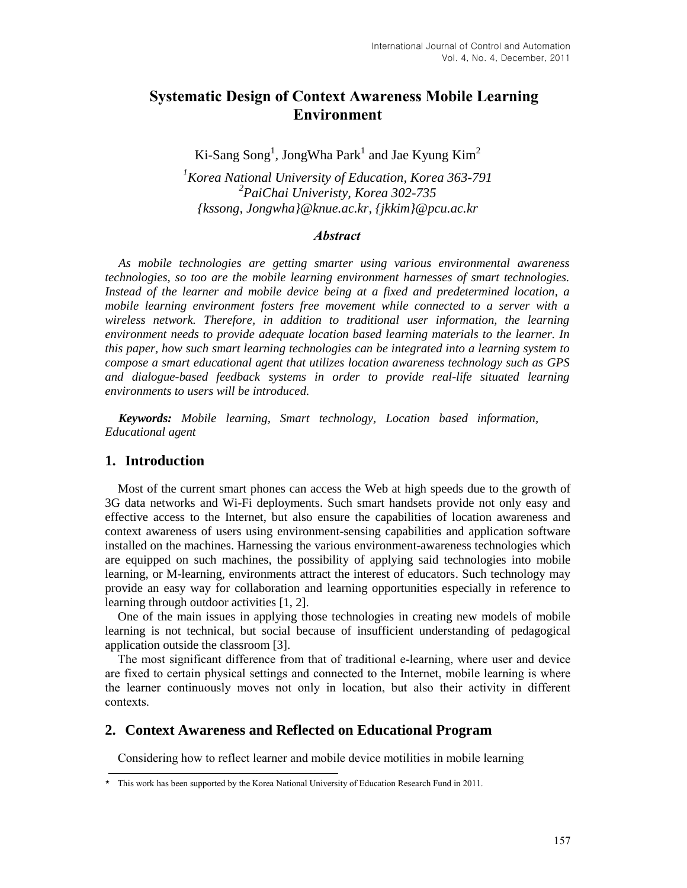# Systematic Design of Context Awareness Mobile Learning Environment

Ki-Sang Song[1], JongWha Park[1] and Jae Kyung Kim[2]

*[1]Korea National University of Education, Korea 363-791*
*[2]PaiChai Univeristy, Korea 302-735*
*{kssong, Jongwha}@knue.ac.kr, {jkkim}@pcu.ac.kr*

### *Abstract*

*As mobile technologies are getting smarter using various environmental awareness technologies, so too are the mobile learning environment harnesses of smart technologies. Instead of the learner and mobile device being at a fixed and predetermined location, a mobile learning environment fosters free movement while connected to a server with a wireless network. Therefore, in addition to traditional user information, the learning environment needs to provide adequate location based learning materials to the learner. In this paper, how such smart learning technologies can be integrated into a learning system to compose a smart educational agent that utilizes location awareness technology such as GPS and dialogue-based feedback systems in order to provide real-life situated learning environments to users will be introduced.*

***Keywords:*** *Mobile learning, Smart technology, Location based information, Educational agent*

## 1. Introduction

Most of the current smart phones can access the Web at high speeds due to the growth of 3G data networks and Wi-Fi deployments. Such smart handsets provide not only easy and effective access to the Internet, but also ensure the capabilities of location awareness and context awareness of users using environment-sensing capabilities and application software installed on the machines. Harnessing the various environment-awareness technologies which are equipped on such machines, the possibility of applying said technologies into mobile learning, or M-learning, environments attract the interest of educators. Such technology may provide an easy way for collaboration and learning opportunities especially in reference to learning through outdoor activities [1, 2].

One of the main issues in applying those technologies in creating new models of mobile learning is not technical, but social because of insufficient understanding of pedagogical application outside the classroom [3].

The most significant difference from that of traditional e-learning, where user and device are fixed to certain physical settings and connected to the Internet, mobile learning is where the learner continuously moves not only in location, but also their activity in different contexts.

## 2. Context Awareness and Reflected on Educational Program

Considering how to reflect learner and mobile device motilities in mobile learning

---

\* This work has been supported by the Korea National University of Education Research Fund in 2011.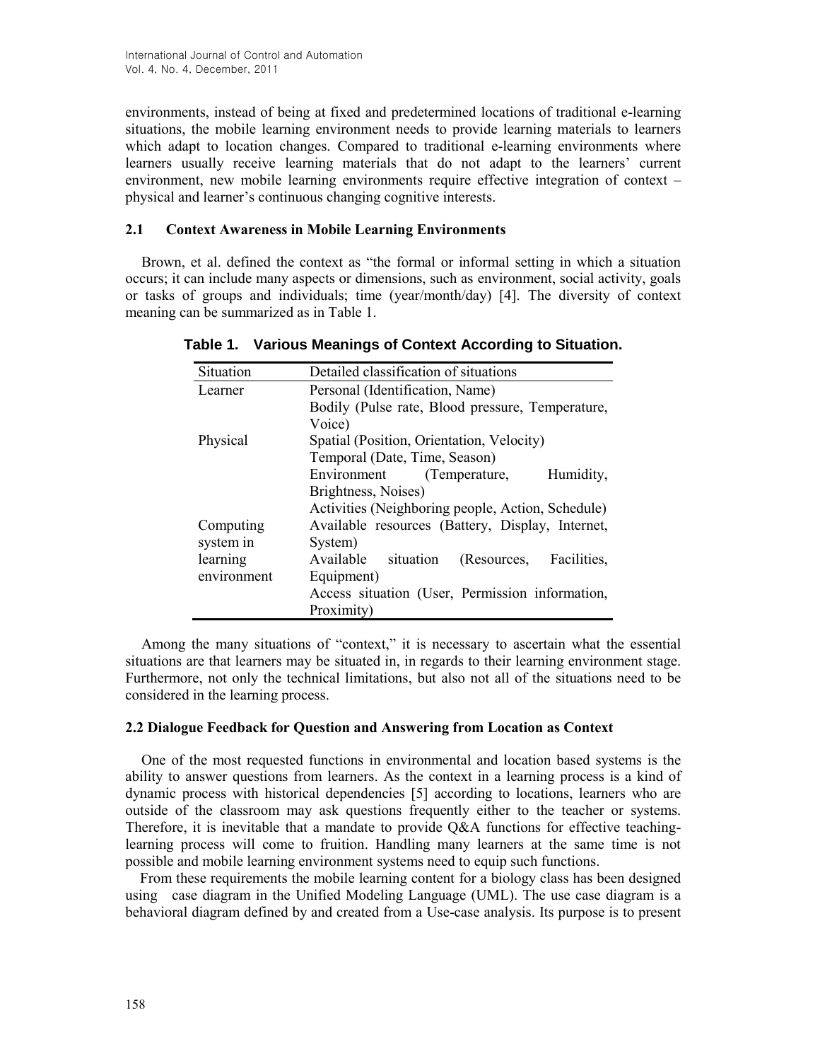environments, instead of being at fixed and predetermined locations of traditional e-learning situations, the mobile learning environment needs to provide learning materials to learners which adapt to location changes. Compared to traditional e-learning environments where learners usually receive learning materials that do not adapt to the learners' current environment, new mobile learning environments require effective integration of context – physical and learner's continuous changing cognitive interests.

### 2.1 Context Awareness in Mobile Learning Environments

Brown, et al. defined the context as "the formal or informal setting in which a situation occurs; it can include many aspects or dimensions, such as environment, social activity, goals or tasks of groups and individuals; time (year/month/day) [4]. The diversity of context meaning can be summarized as in Table 1.

**Table 1. Various Meanings of Context According to Situation.**

| Situation | Detailed classification of situations |
|---|---|
| Learner | Personal (Identification, Name) |
| | Bodily (Pulse rate, Blood pressure, Temperature, Voice) |
| Physical | Spatial (Position, Orientation, Velocity) |
| | Temporal (Date, Time, Season) |
| | Environment (Temperature, Humidity, Brightness, Noises) |
| | Activities (Neighboring people, Action, Schedule) |
| Computing system in learning environment | Available resources (Battery, Display, Internet, System) |
| | Available situation (Resources, Facilities, Equipment) |
| | Access situation (User, Permission information, Proximity) |

Among the many situations of "context," it is necessary to ascertain what the essential situations are that learners may be situated in, in regards to their learning environment stage. Furthermore, not only the technical limitations, but also not all of the situations need to be considered in the learning process.

### 2.2 Dialogue Feedback for Question and Answering from Location as Context

One of the most requested functions in environmental and location based systems is the ability to answer questions from learners. As the context in a learning process is a kind of dynamic process with historical dependencies [5] according to locations, learners who are outside of the classroom may ask questions frequently either to the teacher or systems. Therefore, it is inevitable that a mandate to provide Q&A functions for effective teaching-learning process will come to fruition. Handling many learners at the same time is not possible and mobile learning environment systems need to equip such functions.

From these requirements the mobile learning content for a biology class has been designed using case diagram in the Unified Modeling Language (UML). The use case diagram is a behavioral diagram defined by and created from a Use-case analysis. Its purpose is to present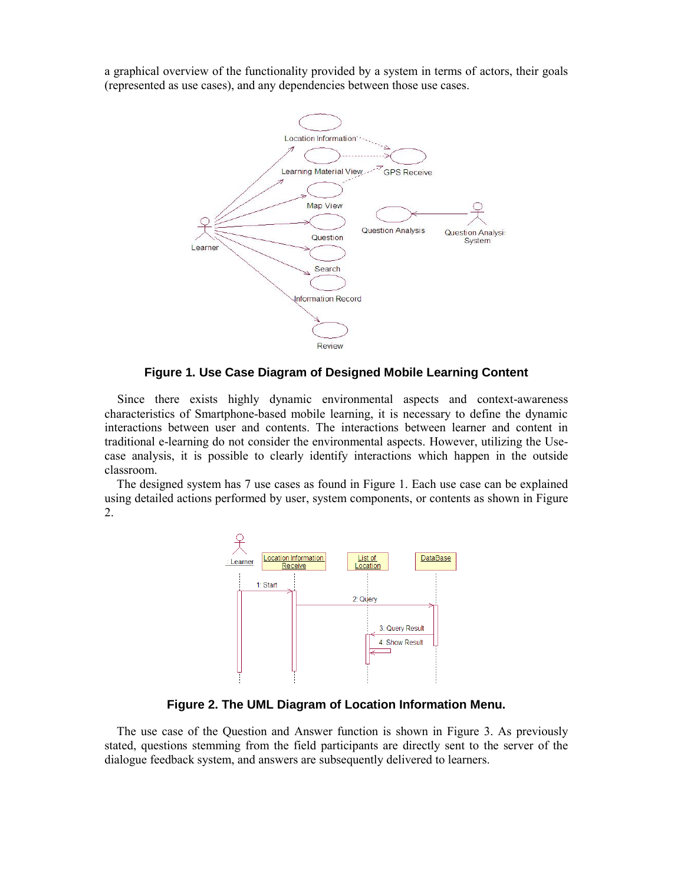a graphical overview of the functionality provided by a system in terms of actors, their goals (represented as use cases), and any dependencies between those use cases.

**Figure 1. Use Case Diagram of Designed Mobile Learning Content**

Since there exists highly dynamic environmental aspects and context-awareness characteristics of Smartphone-based mobile learning, it is necessary to define the dynamic interactions between user and contents. The interactions between learner and content in traditional e-learning do not consider the environmental aspects. However, utilizing the Use-case analysis, it is possible to clearly identify interactions which happen in the outside classroom.

The designed system has 7 use cases as found in Figure 1. Each use case can be explained using detailed actions performed by user, system components, or contents as shown in Figure 2.

**Figure 2. The UML Diagram of Location Information Menu.**

The use case of the Question and Answer function is shown in Figure 3. As previously stated, questions stemming from the field participants are directly sent to the server of the dialogue feedback system, and answers are subsequently delivered to learners.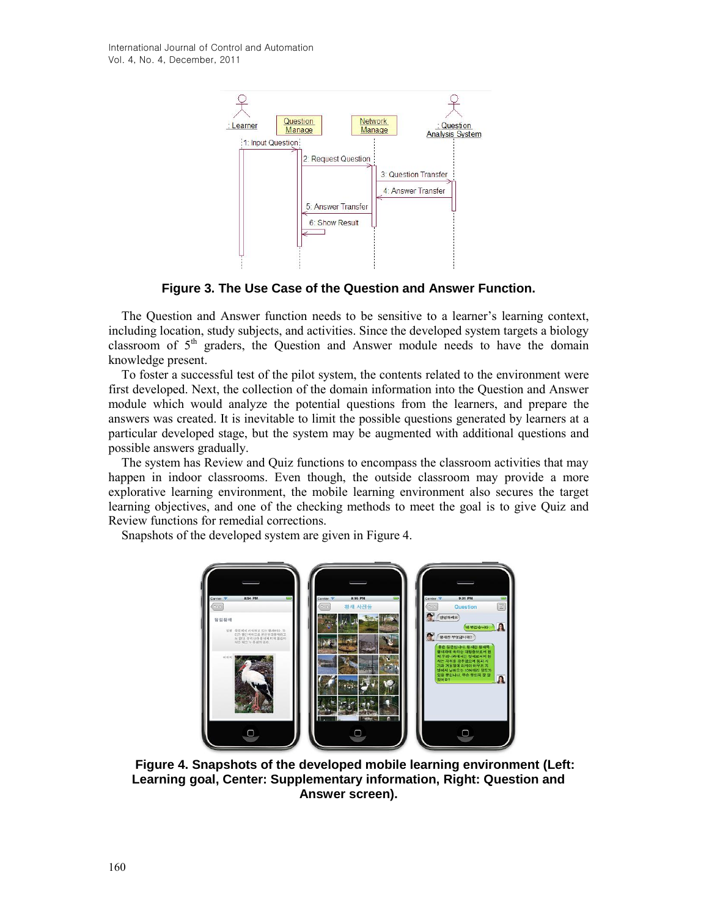**Figure 3. The Use Case of the Question and Answer Function.**

The Question and Answer function needs to be sensitive to a learner's learning context, including location, study subjects, and activities. Since the developed system targets a biology classroom of 5th graders, the Question and Answer module needs to have the domain knowledge present.

To foster a successful test of the pilot system, the contents related to the environment were first developed. Next, the collection of the domain information into the Question and Answer module which would analyze the potential questions from the learners, and prepare the answers was created. It is inevitable to limit the possible questions generated by learners at a particular developed stage, but the system may be augmented with additional questions and possible answers gradually.

The system has Review and Quiz functions to encompass the classroom activities that may happen in indoor classrooms. Even though, the outside classroom may provide a more explorative learning environment, the mobile learning environment also secures the target learning objectives, and one of the checking methods to meet the goal is to give Quiz and Review functions for remedial corrections.

Snapshots of the developed system are given in Figure 4.

**Figure 4. Snapshots of the developed mobile learning environment (Left: Learning goal, Center: Supplementary information, Right: Question and Answer screen).**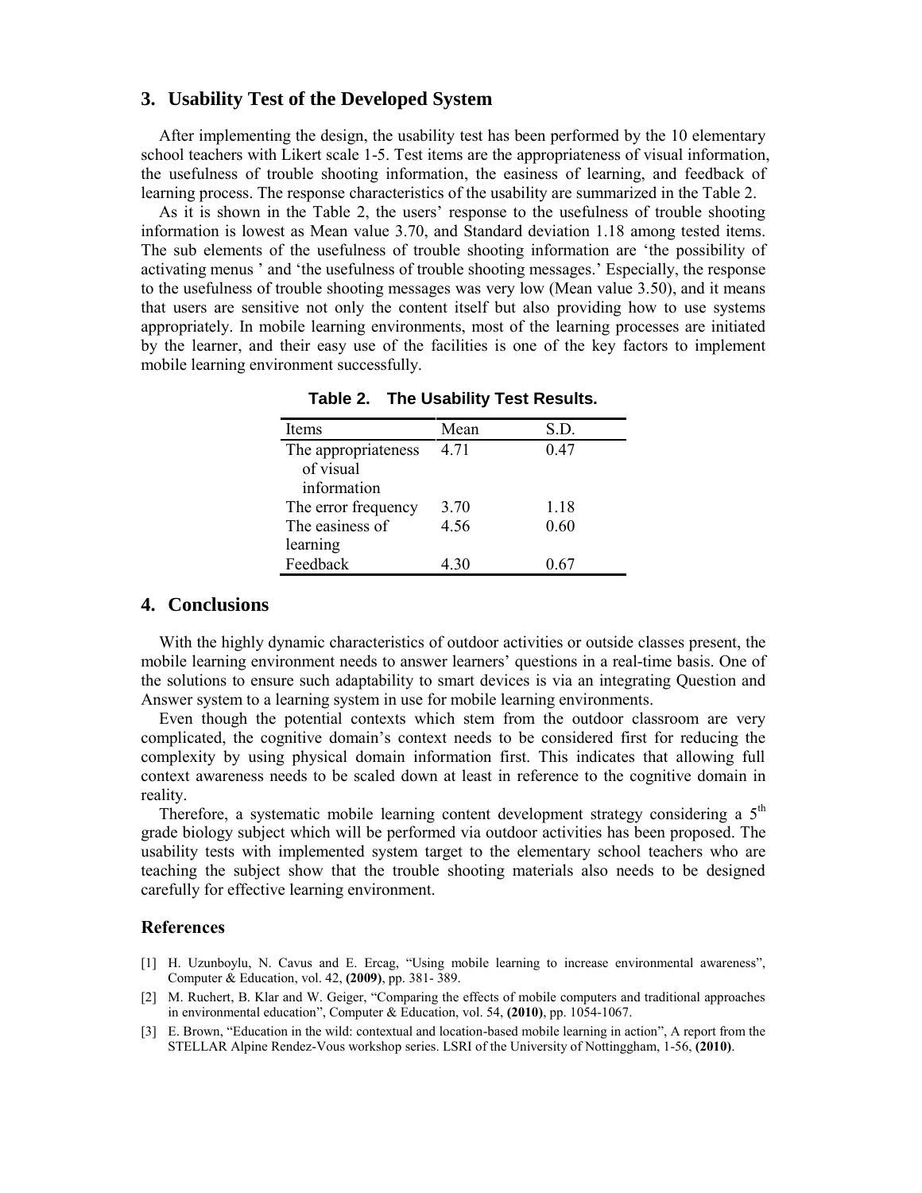## 3. Usability Test of the Developed System

After implementing the design, the usability test has been performed by the 10 elementary school teachers with Likert scale 1-5. Test items are the appropriateness of visual information, the usefulness of trouble shooting information, the easiness of learning, and feedback of learning process. The response characteristics of the usability are summarized in the Table 2.

As it is shown in the Table 2, the users' response to the usefulness of trouble shooting information is lowest as Mean value 3.70, and Standard deviation 1.18 among tested items. The sub elements of the usefulness of trouble shooting information are 'the possibility of activating menus ' and 'the usefulness of trouble shooting messages.' Especially, the response to the usefulness of trouble shooting messages was very low (Mean value 3.50), and it means that users are sensitive not only the content itself but also providing how to use systems appropriately. In mobile learning environments, most of the learning processes are initiated by the learner, and their easy use of the facilities is one of the key factors to implement mobile learning environment successfully.

**Table 2. The Usability Test Results.**

| Items | Mean | S.D. |
|---|---|---|
| The appropriateness of visual information | 4.71 | 0.47 |
| The error frequency | 3.70 | 1.18 |
| The easiness of learning | 4.56 | 0.60 |
| Feedback | 4.30 | 0.67 |

## 4. Conclusions

With the highly dynamic characteristics of outdoor activities or outside classes present, the mobile learning environment needs to answer learners' questions in a real-time basis. One of the solutions to ensure such adaptability to smart devices is via an integrating Question and Answer system to a learning system in use for mobile learning environments.

Even though the potential contexts which stem from the outdoor classroom are very complicated, the cognitive domain's context needs to be considered first for reducing the complexity by using physical domain information first. This indicates that allowing full context awareness needs to be scaled down at least in reference to the cognitive domain in reality.

Therefore, a systematic mobile learning content development strategy considering a 5th grade biology subject which will be performed via outdoor activities has been proposed. The usability tests with implemented system target to the elementary school teachers who are teaching the subject show that the trouble shooting materials also needs to be designed carefully for effective learning environment.

## References

[1] H. Uzunboylu, N. Cavus and E. Ercag, "Using mobile learning to increase environmental awareness", Computer & Education, vol. 42, **(2009)**, pp. 381- 389.

[2] M. Ruchert, B. Klar and W. Geiger, "Comparing the effects of mobile computers and traditional approaches in environmental education", Computer & Education, vol. 54, **(2010)**, pp. 1054-1067.

[3] E. Brown, "Education in the wild: contextual and location-based mobile learning in action", A report from the STELLAR Alpine Rendez-Vous workshop series. LSRI of the University of Notinggham, 1-56, **(2010)**.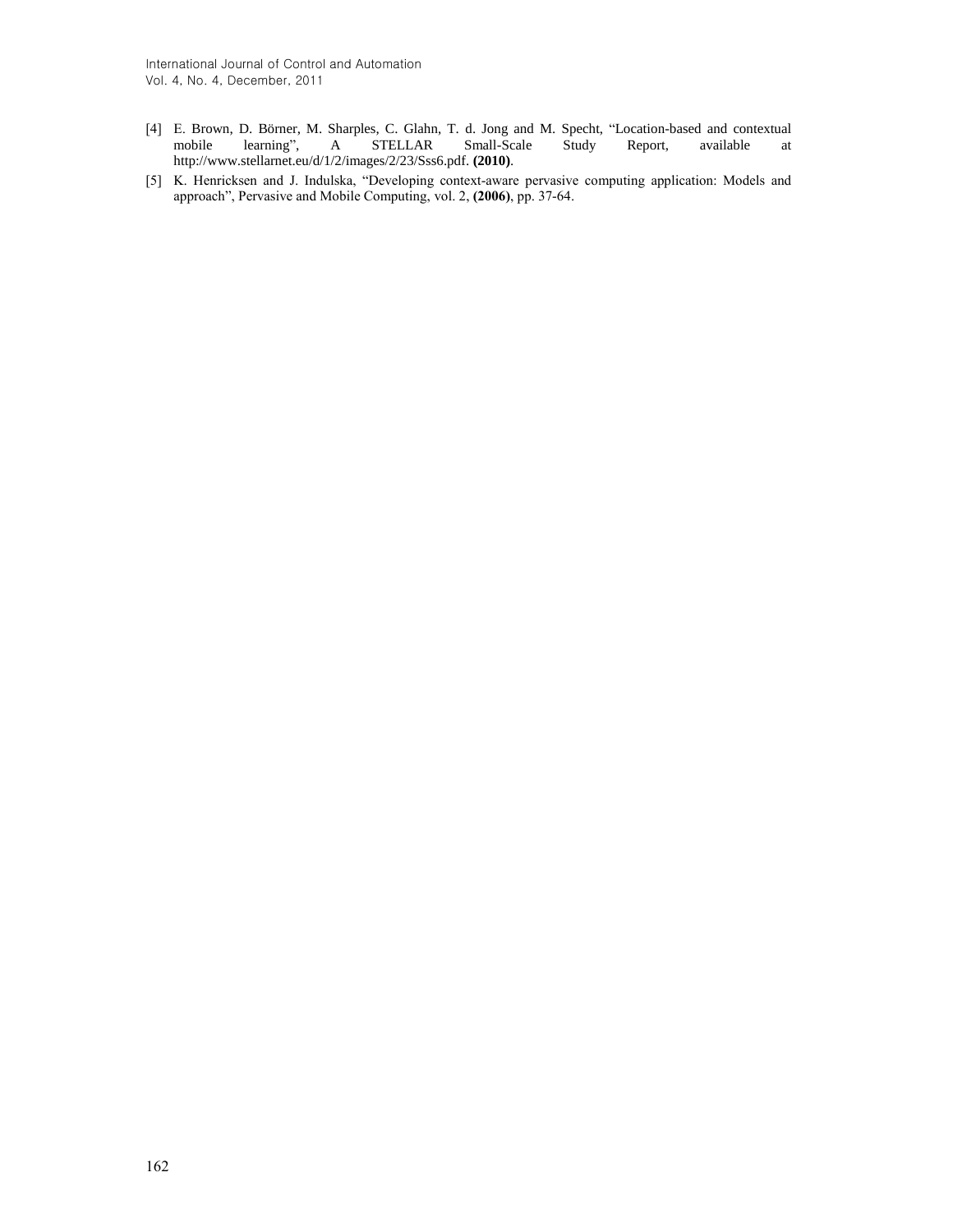[4] E. Brown, D. Börner, M. Sharples, C. Glahn, T. d. Jong and M. Specht, "Location-based and contextual mobile learning", A STELLAR Small-Scale Study Report, available at http://www.stellarnet.eu/d/1/2/images/2/23/Sss6.pdf. **(2010)**.

[5] K. Henricksen and J. Indulska, "Developing context-aware pervasive computing application: Models and approach", Pervasive and Mobile Computing, vol. 2, **(2006)**, pp. 37-64.